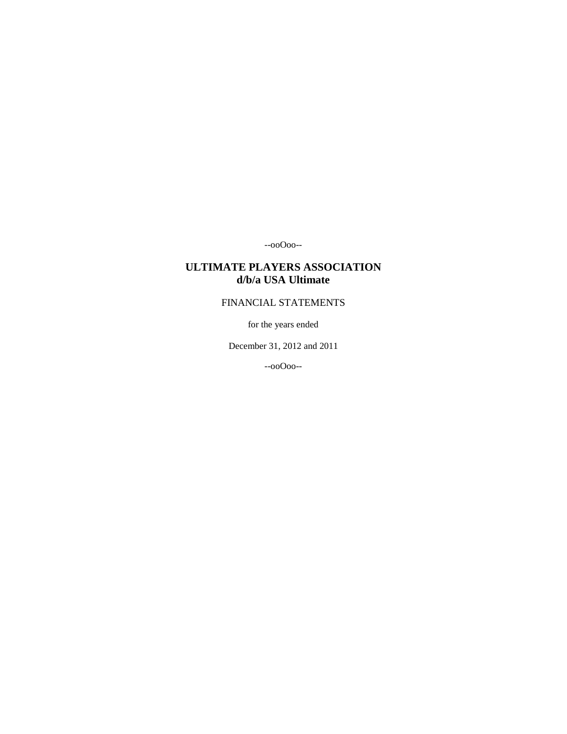--ooOoo--

# ULTIMATE PLAYERS ASSOCIATION
# d/b/a USA Ultimate

FINANCIAL STATEMENTS

for the years ended

December 31, 2012 and 2011

--ooOoo--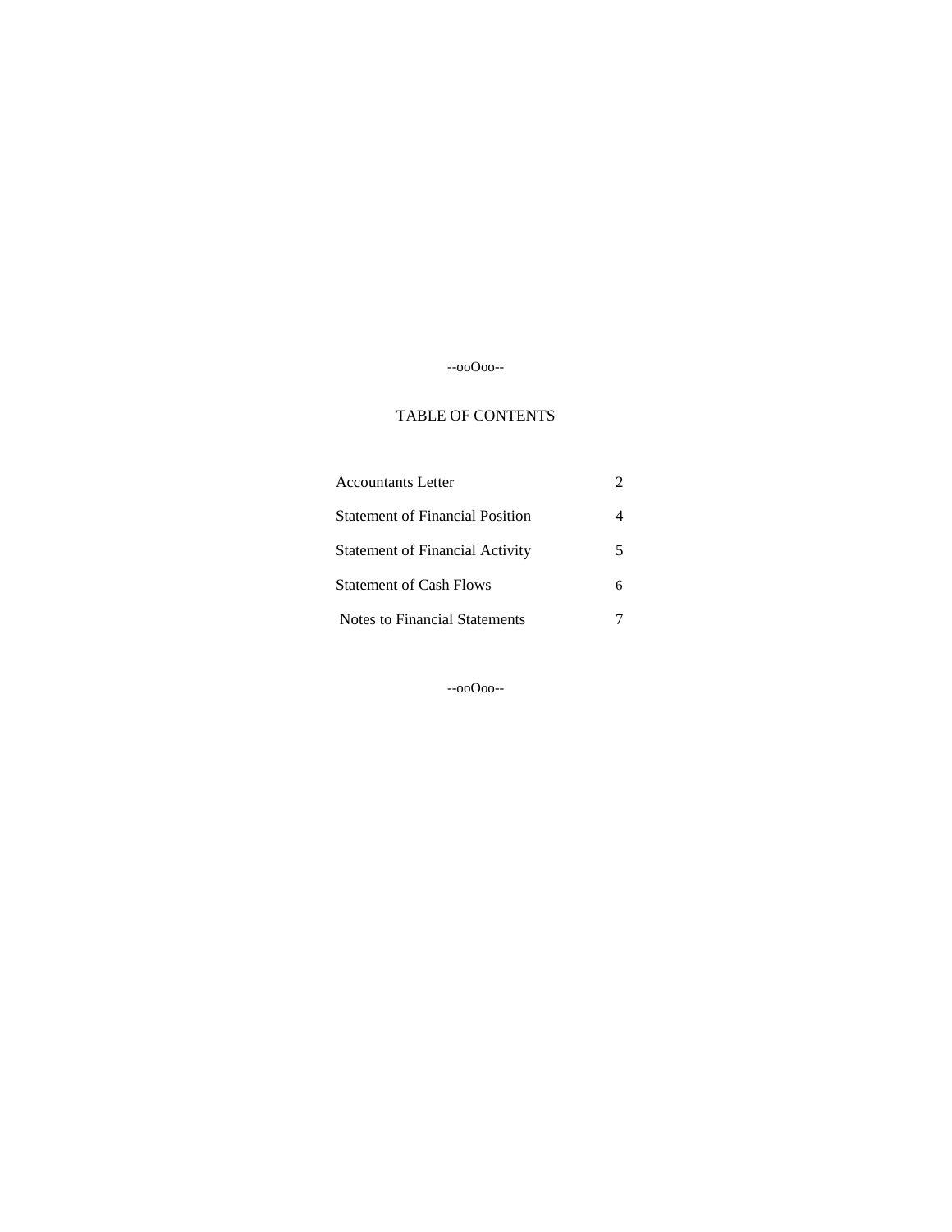--ooOoo--

# TABLE OF CONTENTS

| | |
|---|---|
| Accountants Letter | 2 |
| Statement of Financial Position | 4 |
| Statement of Financial Activity | 5 |
| Statement of Cash Flows | 6 |
| Notes to Financial Statements | 7 |

--ooOoo--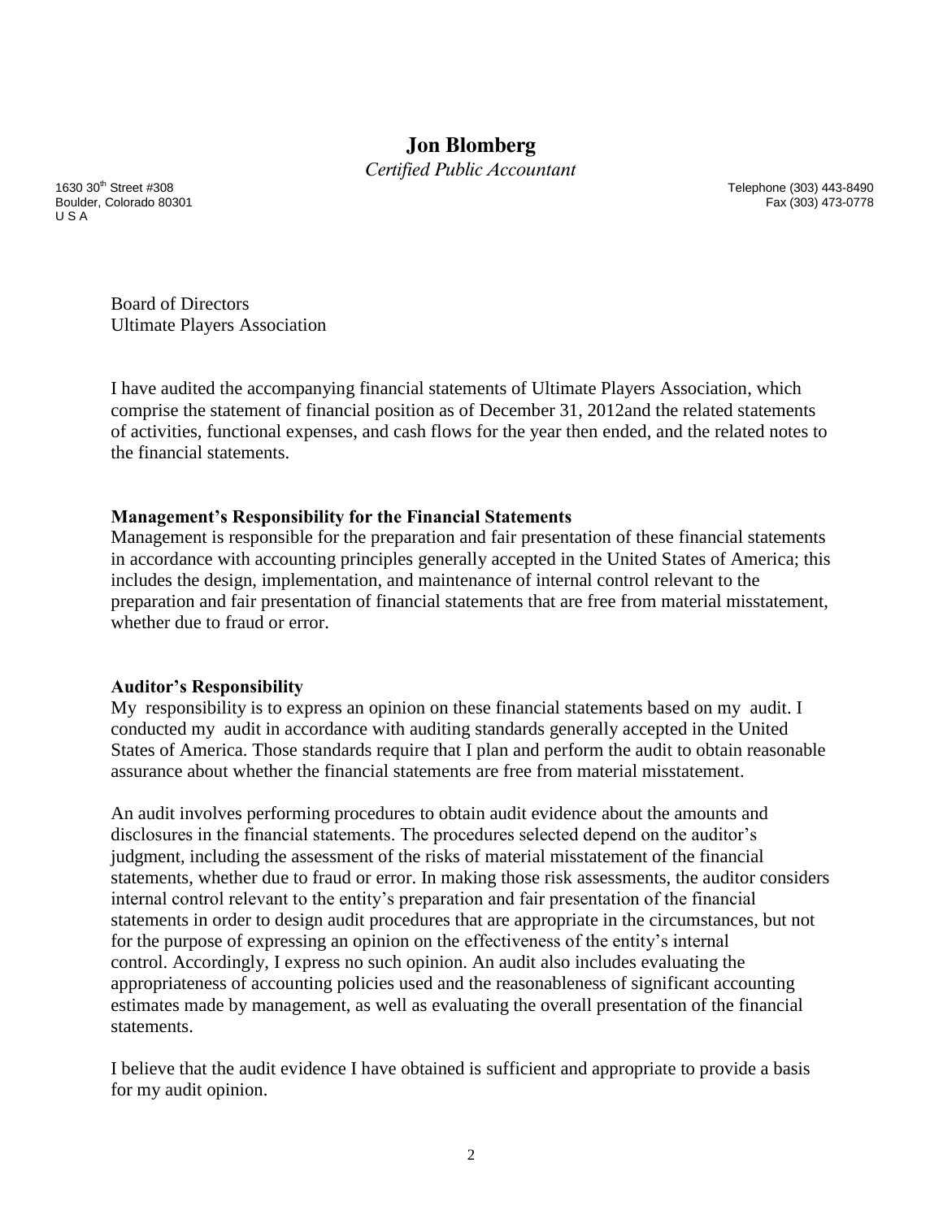# Jon Blomberg

*Certified Public Accountant*

1630 30th Street #308
Boulder, Colorado 80301
U S A

Telephone (303) 443-8490
Fax (303) 473-0778

Board of Directors
Ultimate Players Association

I have audited the accompanying financial statements of Ultimate Players Association, which comprise the statement of financial position as of December 31, 2012and the related statements of activities, functional expenses, and cash flows for the year then ended, and the related notes to the financial statements.

**Management's Responsibility for the Financial Statements**

Management is responsible for the preparation and fair presentation of these financial statements in accordance with accounting principles generally accepted in the United States of America; this includes the design, implementation, and maintenance of internal control relevant to the preparation and fair presentation of financial statements that are free from material misstatement, whether due to fraud or error.

**Auditor's Responsibility**

My responsibility is to express an opinion on these financial statements based on my audit. I conducted my audit in accordance with auditing standards generally accepted in the United States of America. Those standards require that I plan and perform the audit to obtain reasonable assurance about whether the financial statements are free from material misstatement.

An audit involves performing procedures to obtain audit evidence about the amounts and disclosures in the financial statements. The procedures selected depend on the auditor's judgment, including the assessment of the risks of material misstatement of the financial statements, whether due to fraud or error. In making those risk assessments, the auditor considers internal control relevant to the entity's preparation and fair presentation of the financial statements in order to design audit procedures that are appropriate in the circumstances, but not for the purpose of expressing an opinion on the effectiveness of the entity's internal control. Accordingly, I express no such opinion. An audit also includes evaluating the appropriateness of accounting policies used and the reasonableness of significant accounting estimates made by management, as well as evaluating the overall presentation of the financial statements.

I believe that the audit evidence I have obtained is sufficient and appropriate to provide a basis for my audit opinion.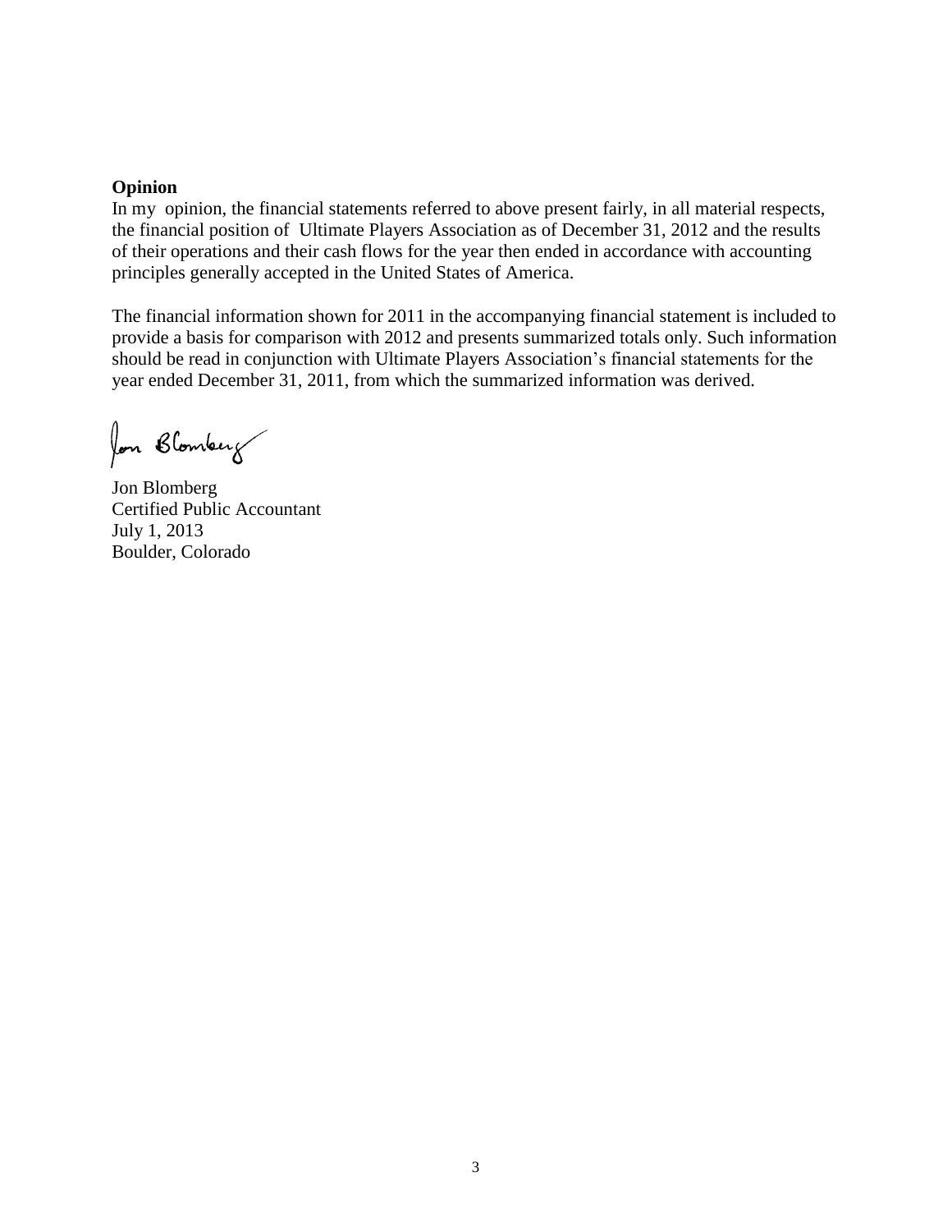**Opinion**

In my opinion, the financial statements referred to above present fairly, in all material respects, the financial position of Ultimate Players Association as of December 31, 2012 and the results of their operations and their cash flows for the year then ended in accordance with accounting principles generally accepted in the United States of America.

The financial information shown for 2011 in the accompanying financial statement is included to provide a basis for comparison with 2012 and presents summarized totals only. Such information should be read in conjunction with Ultimate Players Association's financial statements for the year ended December 31, 2011, from which the summarized information was derived.

Jon Blomberg

Jon Blomberg
Certified Public Accountant
July 1, 2013
Boulder, Colorado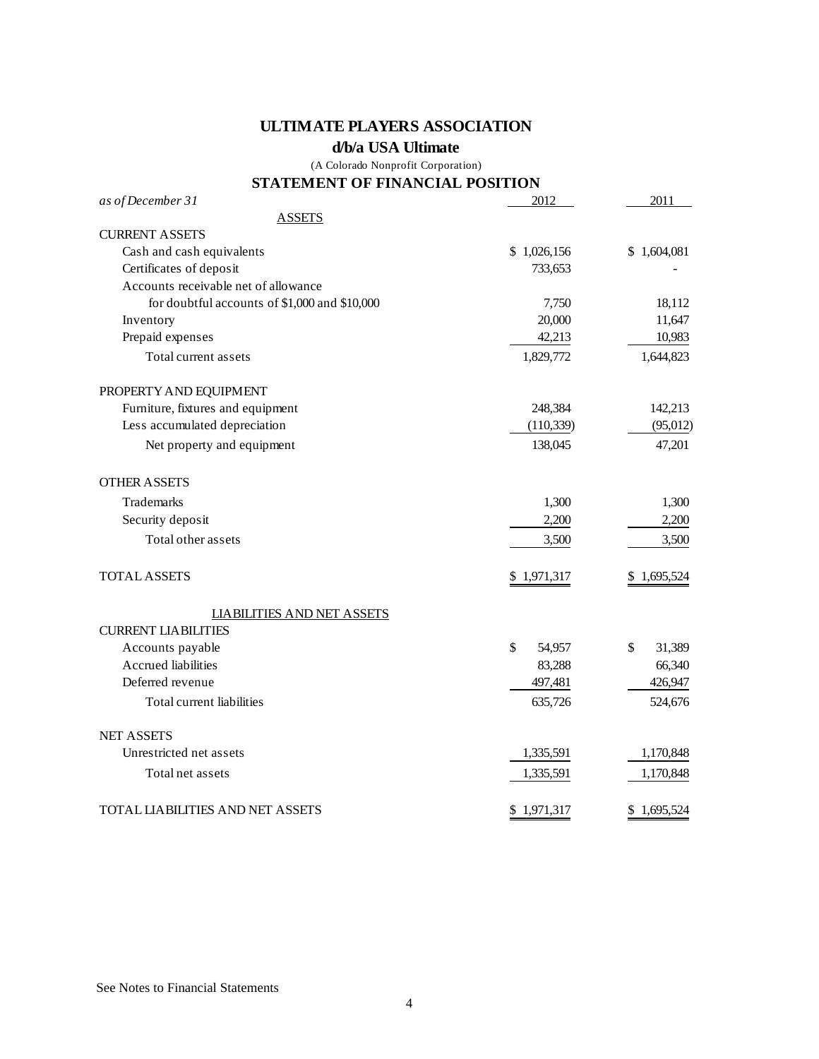# ULTIMATE PLAYERS ASSOCIATION

## d/b/a USA Ultimate

(A Colorado Nonprofit Corporation)

## STATEMENT OF FINANCIAL POSITION

| *as of December 31* | 2012 | 2011 |
|---|---|---|
| **ASSETS** | | |
| CURRENT ASSETS | | |
| Cash and cash equivalents | $ 1,026,156 | $ 1,604,081 |
| Certificates of deposit | 733,653 | - |
| Accounts receivable net of allowance for doubtful accounts of $1,000 and $10,000 | 7,750 | 18,112 |
| Inventory | 20,000 | 11,647 |
| Prepaid expenses | 42,213 | 10,983 |
| Total current assets | 1,829,772 | 1,644,823 |
| PROPERTY AND EQUIPMENT | | |
| Furniture, fixtures and equipment | 248,384 | 142,213 |
| Less accumulated depreciation | (110,339) | (95,012) |
| Net property and equipment | 138,045 | 47,201 |
| OTHER ASSETS | | |
| Trademarks | 1,300 | 1,300 |
| Security deposit | 2,200 | 2,200 |
| Total other assets | 3,500 | 3,500 |
| TOTAL ASSETS | $ 1,971,317 | $ 1,695,524 |
| **LIABILITIES AND NET ASSETS** | | |
| CURRENT LIABILITIES | | |
| Accounts payable | $ 54,957 | $ 31,389 |
| Accrued liabilities | 83,288 | 66,340 |
| Deferred revenue | 497,481 | 426,947 |
| Total current liabilities | 635,726 | 524,676 |
| NET ASSETS | | |
| Unrestricted net assets | 1,335,591 | 1,170,848 |
| Total net assets | 1,335,591 | 1,170,848 |
| TOTAL LIABILITIES AND NET ASSETS | $ 1,971,317 | $ 1,695,524 |

See Notes to Financial Statements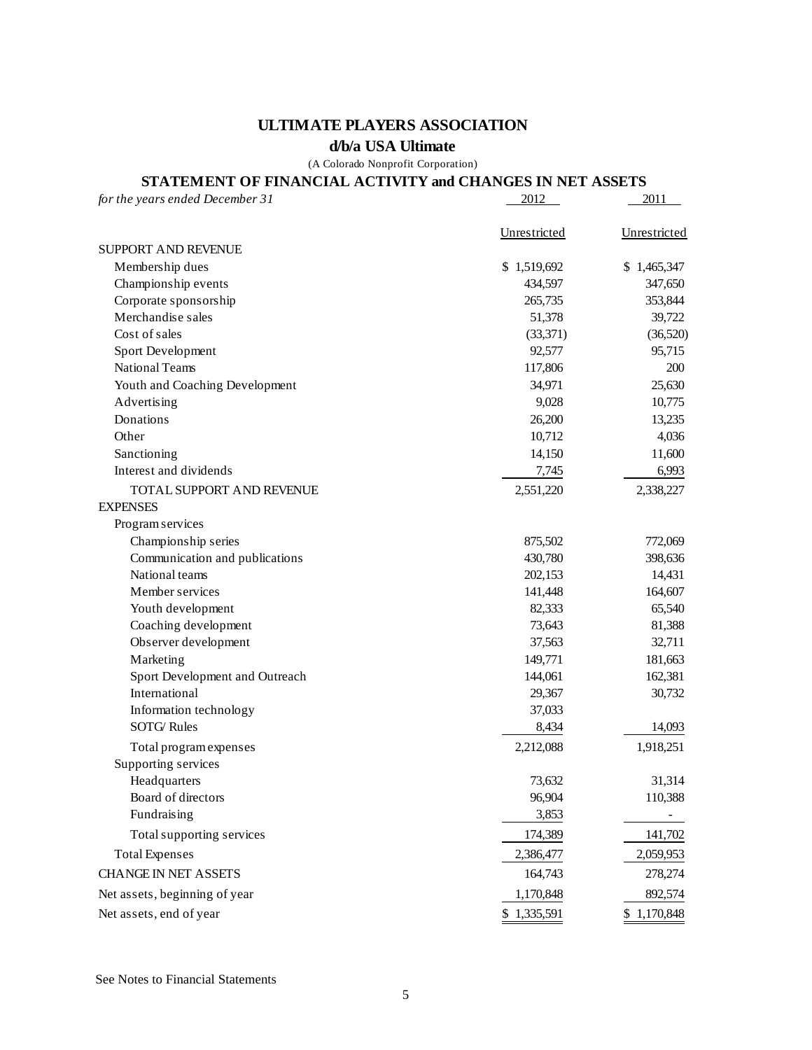# ULTIMATE PLAYERS ASSOCIATION

## d/b/a USA Ultimate

(A Colorado Nonprofit Corporation)

## STATEMENT OF FINANCIAL ACTIVITY and CHANGES IN NET ASSETS

| *for the years ended December 31* | 2012 | 2011 |
|---|---|---|
| | Unrestricted | Unrestricted |
| SUPPORT AND REVENUE | | |
| Membership dues | $ 1,519,692 | $ 1,465,347 |
| Championship events | 434,597 | 347,650 |
| Corporate sponsorship | 265,735 | 353,844 |
| Merchandise sales | 51,378 | 39,722 |
| Cost of sales | (33,371) | (36,520) |
| Sport Development | 92,577 | 95,715 |
| National Teams | 117,806 | 200 |
| Youth and Coaching Development | 34,971 | 25,630 |
| Advertising | 9,028 | 10,775 |
| Donations | 26,200 | 13,235 |
| Other | 10,712 | 4,036 |
| Sanctioning | 14,150 | 11,600 |
| Interest and dividends | 7,745 | 6,993 |
| TOTAL SUPPORT AND REVENUE | 2,551,220 | 2,338,227 |
| EXPENSES | | |
| Program services | | |
| Championship series | 875,502 | 772,069 |
| Communication and publications | 430,780 | 398,636 |
| National teams | 202,153 | 14,431 |
| Member services | 141,448 | 164,607 |
| Youth development | 82,333 | 65,540 |
| Coaching development | 73,643 | 81,388 |
| Observer development | 37,563 | 32,711 |
| Marketing | 149,771 | 181,663 |
| Sport Development and Outreach | 144,061 | 162,381 |
| International | 29,367 | 30,732 |
| Information technology | 37,033 | |
| SOTG/ Rules | 8,434 | 14,093 |
| Total program expenses | 2,212,088 | 1,918,251 |
| Supporting services | | |
| Headquarters | 73,632 | 31,314 |
| Board of directors | 96,904 | 110,388 |
| Fundraising | 3,853 | - |
| Total supporting services | 174,389 | 141,702 |
| Total Expenses | 2,386,477 | 2,059,953 |
| CHANGE IN NET ASSETS | 164,743 | 278,274 |
| Net assets, beginning of year | 1,170,848 | 892,574 |
| Net assets, end of year | $ 1,335,591 | $ 1,170,848 |

See Notes to Financial Statements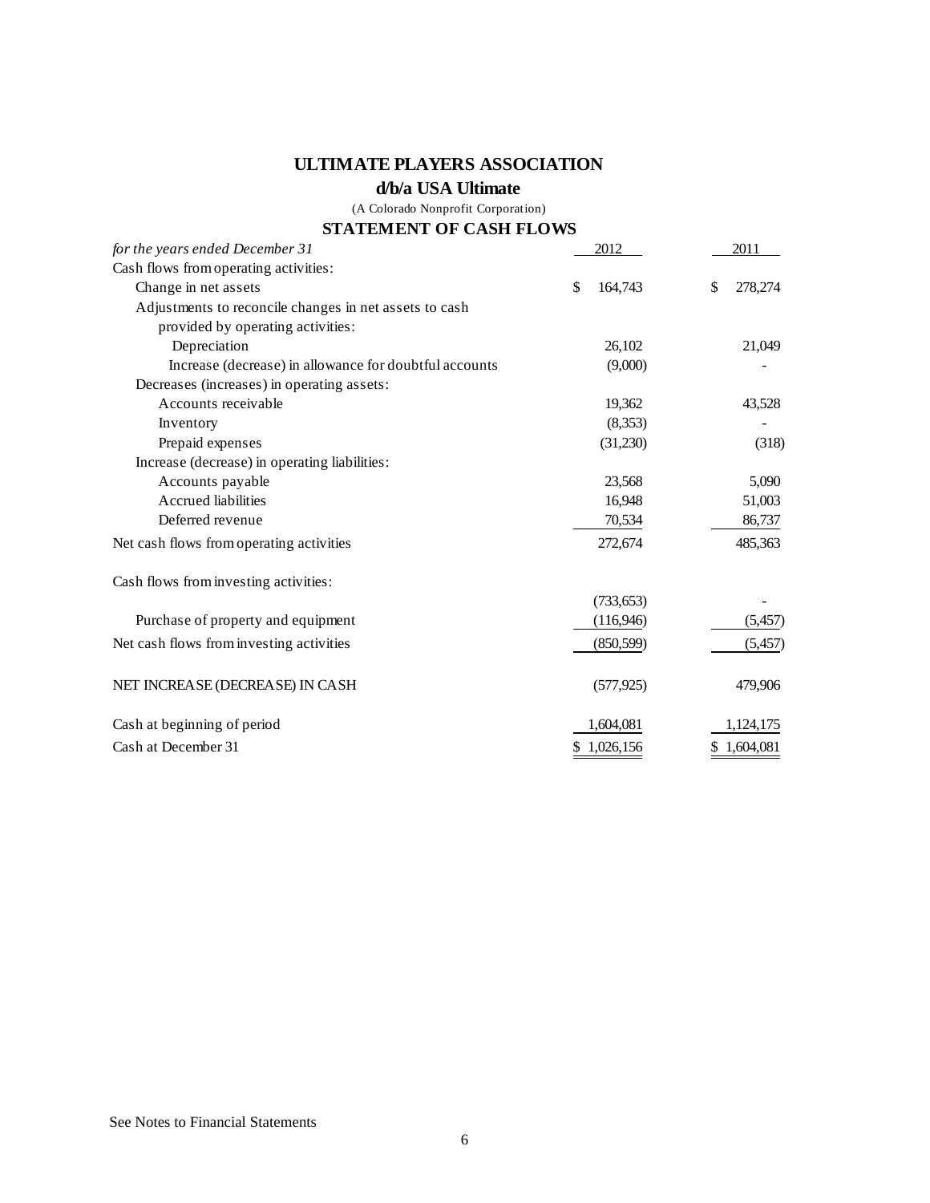# ULTIMATE PLAYERS ASSOCIATION

## d/b/a USA Ultimate

(A Colorado Nonprofit Corporation)

## STATEMENT OF CASH FLOWS

| *for the years ended December 31* | 2012 | 2011 |
|---|---|---|
| Cash flows from operating activities: | | |
| Change in net assets | $ 164,743 | $ 278,274 |
| Adjustments to reconcile changes in net assets to cash provided by operating activities: | | |
| Depreciation | 26,102 | 21,049 |
| Increase (decrease) in allowance for doubtful accounts | (9,000) | - |
| Decreases (increases) in operating assets: | | |
| Accounts receivable | 19,362 | 43,528 |
| Inventory | (8,353) | - |
| Prepaid expenses | (31,230) | (318) |
| Increase (decrease) in operating liabilities: | | |
| Accounts payable | 23,568 | 5,090 |
| Accrued liabilities | 16,948 | 51,003 |
| Deferred revenue | 70,534 | 86,737 |
| Net cash flows from operating activities | 272,674 | 485,363 |
| | | |
| Cash flows from investing activities: | | |
| | (733,653) | - |
| Purchase of property and equipment | (116,946) | (5,457) |
| Net cash flows from investing activities | (850,599) | (5,457) |
| | | |
| NET INCREASE (DECREASE) IN CASH | (577,925) | 479,906 |
| | | |
| Cash at beginning of period | 1,604,081 | 1,124,175 |
| Cash at December 31 | $ 1,026,156 | $ 1,604,081 |

See Notes to Financial Statements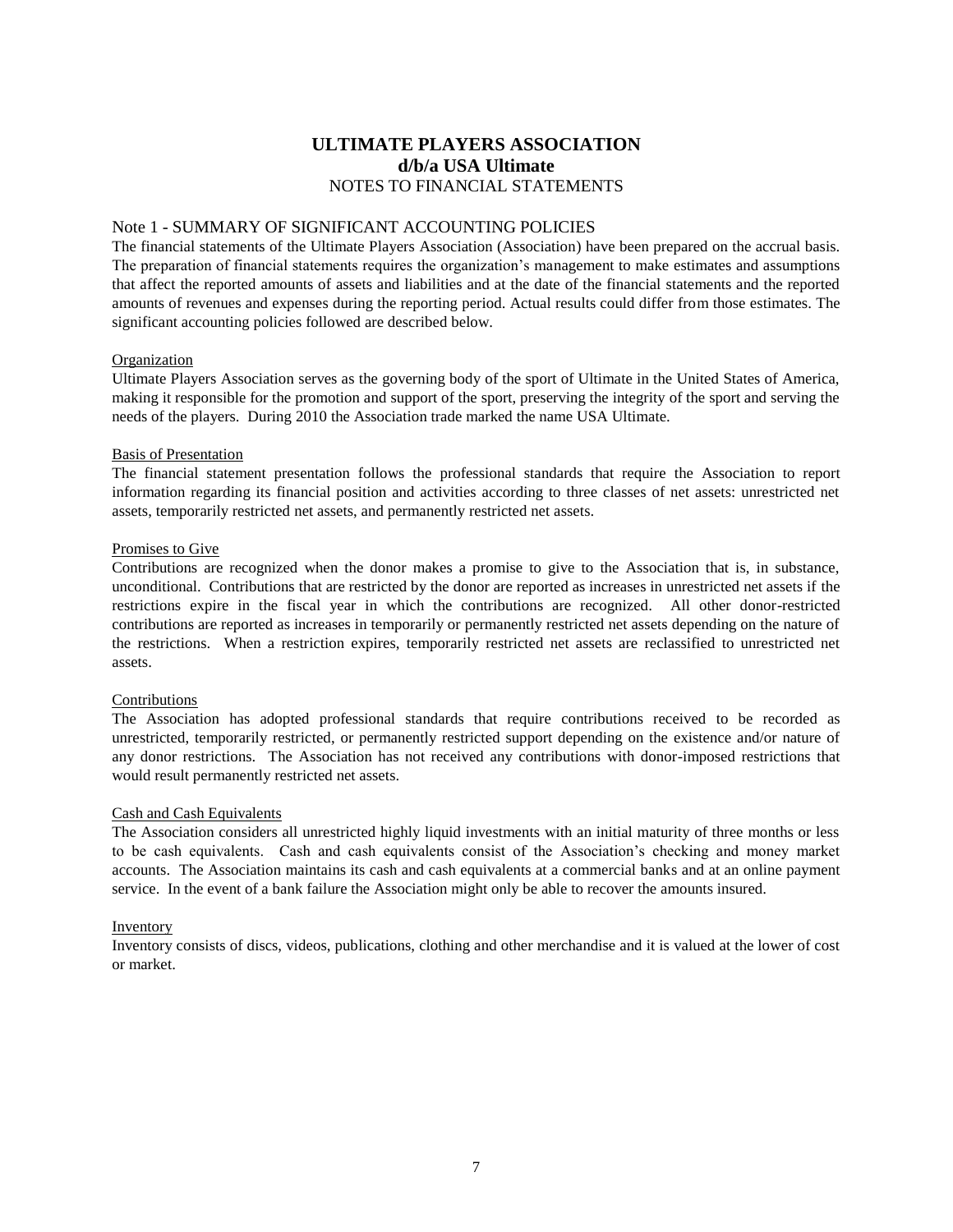# ULTIMATE PLAYERS ASSOCIATION
## d/b/a USA Ultimate
NOTES TO FINANCIAL STATEMENTS

## Note 1 - SUMMARY OF SIGNIFICANT ACCOUNTING POLICIES

The financial statements of the Ultimate Players Association (Association) have been prepared on the accrual basis. The preparation of financial statements requires the organization's management to make estimates and assumptions that affect the reported amounts of assets and liabilities and at the date of the financial statements and the reported amounts of revenues and expenses during the reporting period. Actual results could differ from those estimates. The significant accounting policies followed are described below.

### Organization

Ultimate Players Association serves as the governing body of the sport of Ultimate in the United States of America, making it responsible for the promotion and support of the sport, preserving the integrity of the sport and serving the needs of the players. During 2010 the Association trade marked the name USA Ultimate.

### Basis of Presentation

The financial statement presentation follows the professional standards that require the Association to report information regarding its financial position and activities according to three classes of net assets: unrestricted net assets, temporarily restricted net assets, and permanently restricted net assets.

### Promises to Give

Contributions are recognized when the donor makes a promise to give to the Association that is, in substance, unconditional. Contributions that are restricted by the donor are reported as increases in unrestricted net assets if the restrictions expire in the fiscal year in which the contributions are recognized. All other donor-restricted contributions are reported as increases in temporarily or permanently restricted net assets depending on the nature of the restrictions. When a restriction expires, temporarily restricted net assets are reclassified to unrestricted net assets.

### Contributions

The Association has adopted professional standards that require contributions received to be recorded as unrestricted, temporarily restricted, or permanently restricted support depending on the existence and/or nature of any donor restrictions. The Association has not received any contributions with donor-imposed restrictions that would result permanently restricted net assets.

### Cash and Cash Equivalents

The Association considers all unrestricted highly liquid investments with an initial maturity of three months or less to be cash equivalents. Cash and cash equivalents consist of the Association's checking and money market accounts. The Association maintains its cash and cash equivalents at a commercial banks and at an online payment service. In the event of a bank failure the Association might only be able to recover the amounts insured.

### Inventory

Inventory consists of discs, videos, publications, clothing and other merchandise and it is valued at the lower of cost or market.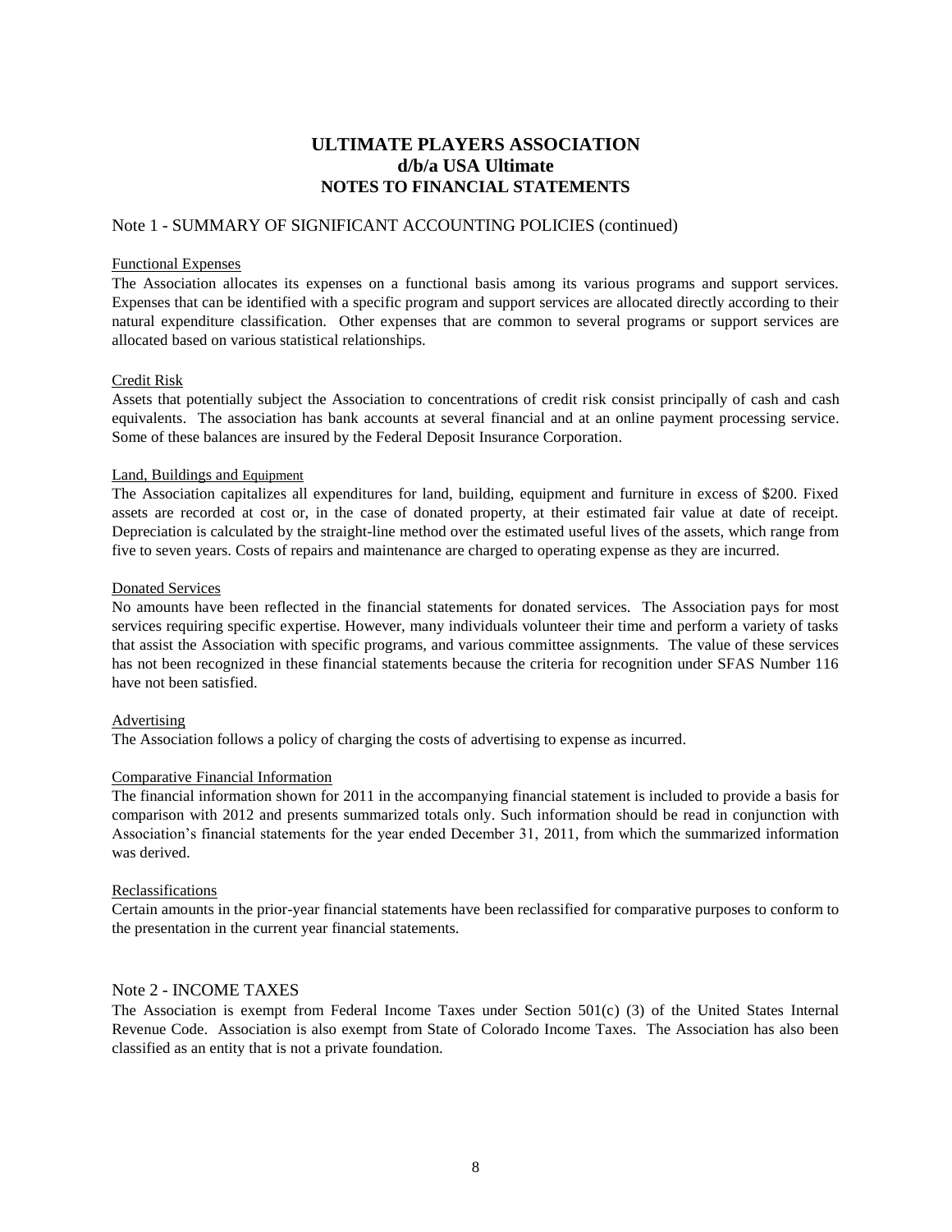# ULTIMATE PLAYERS ASSOCIATION
# d/b/a USA Ultimate
# NOTES TO FINANCIAL STATEMENTS

## Note 1 - SUMMARY OF SIGNIFICANT ACCOUNTING POLICIES (continued)

### Functional Expenses

The Association allocates its expenses on a functional basis among its various programs and support services. Expenses that can be identified with a specific program and support services are allocated directly according to their natural expenditure classification. Other expenses that are common to several programs or support services are allocated based on various statistical relationships.

### Credit Risk

Assets that potentially subject the Association to concentrations of credit risk consist principally of cash and cash equivalents. The association has bank accounts at several financial and at an online payment processing service. Some of these balances are insured by the Federal Deposit Insurance Corporation.

### Land, Buildings and Equipment

The Association capitalizes all expenditures for land, building, equipment and furniture in excess of $200. Fixed assets are recorded at cost or, in the case of donated property, at their estimated fair value at date of receipt. Depreciation is calculated by the straight-line method over the estimated useful lives of the assets, which range from five to seven years. Costs of repairs and maintenance are charged to operating expense as they are incurred.

### Donated Services

No amounts have been reflected in the financial statements for donated services. The Association pays for most services requiring specific expertise. However, many individuals volunteer their time and perform a variety of tasks that assist the Association with specific programs, and various committee assignments. The value of these services has not been recognized in these financial statements because the criteria for recognition under SFAS Number 116 have not been satisfied.

### Advertising

The Association follows a policy of charging the costs of advertising to expense as incurred.

### Comparative Financial Information

The financial information shown for 2011 in the accompanying financial statement is included to provide a basis for comparison with 2012 and presents summarized totals only. Such information should be read in conjunction with Association's financial statements for the year ended December 31, 2011, from which the summarized information was derived.

### Reclassifications

Certain amounts in the prior-year financial statements have been reclassified for comparative purposes to conform to the presentation in the current year financial statements.

## Note 2 - INCOME TAXES

The Association is exempt from Federal Income Taxes under Section 501(c) (3) of the United States Internal Revenue Code. Association is also exempt from State of Colorado Income Taxes. The Association has also been classified as an entity that is not a private foundation.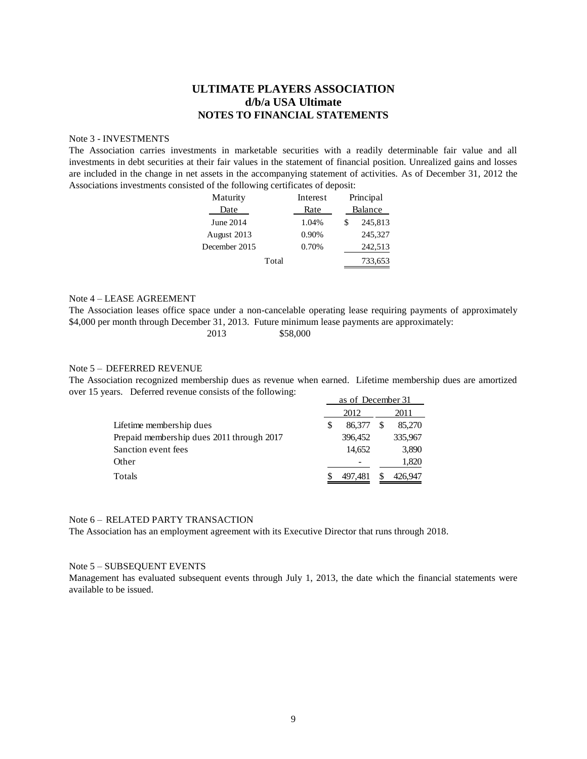# ULTIMATE PLAYERS ASSOCIATION
## d/b/a USA Ultimate
## NOTES TO FINANCIAL STATEMENTS

Note 3 - INVESTMENTS

The Association carries investments in marketable securities with a readily determinable fair value and all investments in debt securities at their fair values in the statement of financial position. Unrealized gains and losses are included in the change in net assets in the accompanying statement of activities. As of December 31, 2012 the Associations investments consisted of the following certificates of deposit:

| Maturity Date | Interest Rate | Principal Balance |
|---|---|---|
| June 2014 | 1.04% | $ 245,813 |
| August 2013 | 0.90% | 245,327 |
| December 2015 | 0.70% | 242,513 |
| Total | | 733,653 |

Note 4 – LEASE AGREEMENT

The Association leases office space under a non-cancelable operating lease requiring payments of approximately $4,000 per month through December 31, 2013. Future minimum lease payments are approximately:

2013 $58,000

Note 5 – DEFERRED REVENUE

The Association recognized membership dues as revenue when earned. Lifetime membership dues are amortized over 15 years. Deferred revenue consists of the following:

| | as of December 31 | |
|---|---|---|
| | 2012 | 2011 |
| Lifetime membership dues | $ 86,377 | $ 85,270 |
| Prepaid membership dues 2011 through 2017 | 396,452 | 335,967 |
| Sanction event fees | 14,652 | 3,890 |
| Other | - | 1,820 |
| Totals | $ 497,481 | $ 426,947 |

Note 6 – RELATED PARTY TRANSACTION

The Association has an employment agreement with its Executive Director that runs through 2018.

Note 5 – SUBSEQUENT EVENTS

Management has evaluated subsequent events through July 1, 2013, the date which the financial statements were available to be issued.